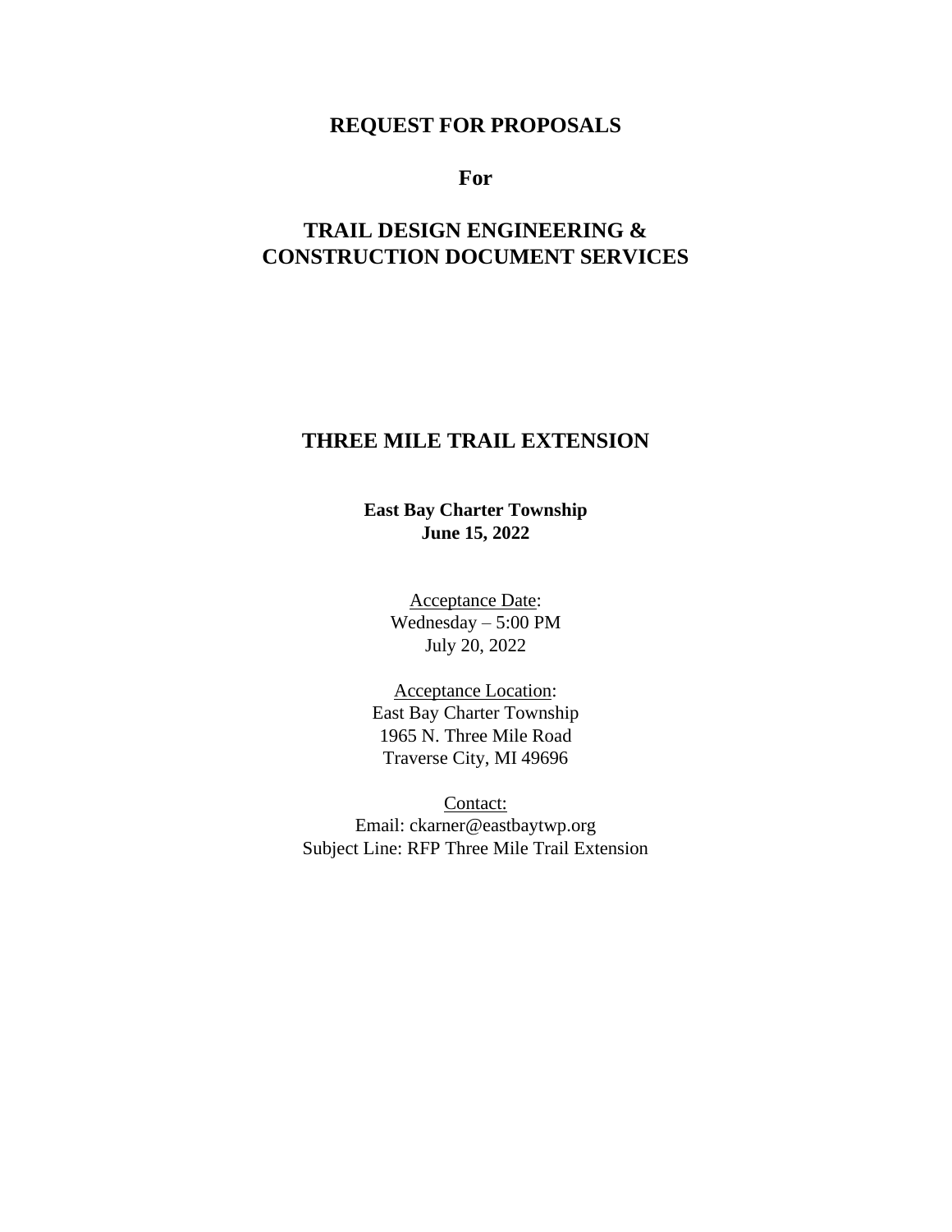# REQUEST FOR PROPOSALS

**For**

# TRAIL DESIGN ENGINEERING & CONSTRUCTION DOCUMENT SERVICES

## THREE MILE TRAIL EXTENSION

**East Bay Charter Township**
**June 15, 2022**

Acceptance Date:
Wednesday – 5:00 PM
July 20, 2022

Acceptance Location:
East Bay Charter Township
1965 N. Three Mile Road
Traverse City, MI 49696

Contact:
Email: ckarner@eastbaytwp.org
Subject Line: RFP Three Mile Trail Extension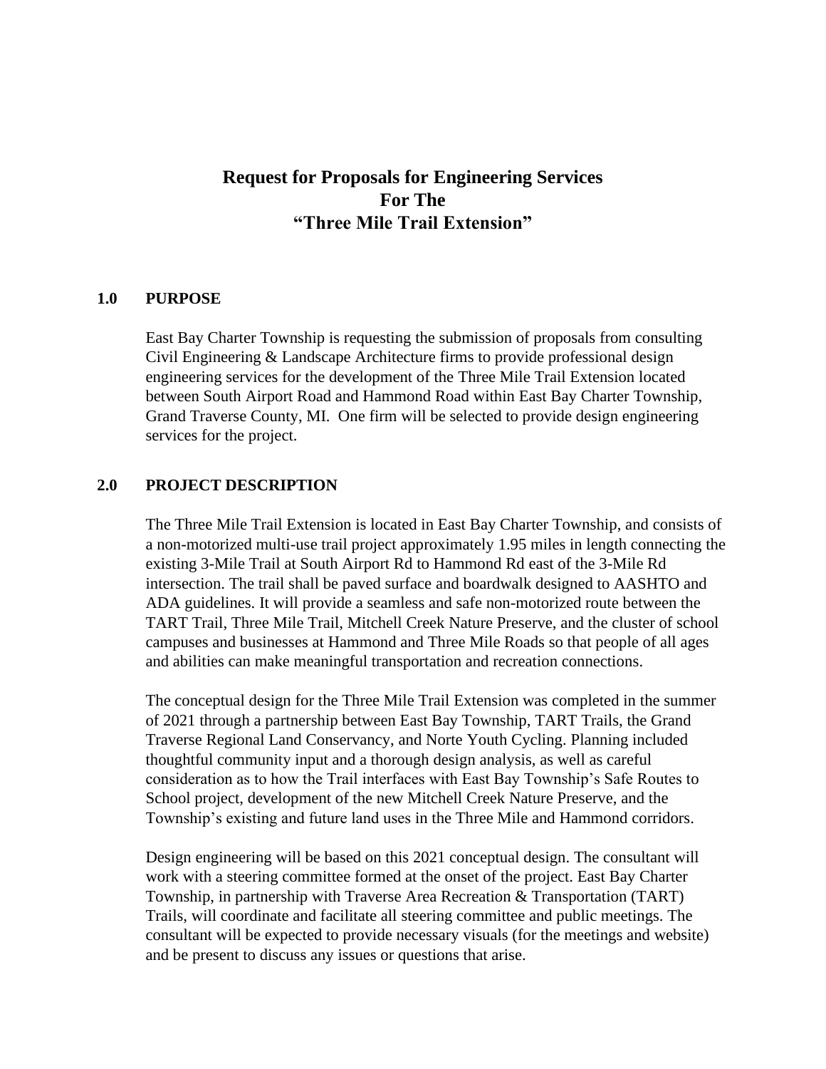# Request for Proposals for Engineering Services For The "Three Mile Trail Extension"

## 1.0 PURPOSE

East Bay Charter Township is requesting the submission of proposals from consulting Civil Engineering & Landscape Architecture firms to provide professional design engineering services for the development of the Three Mile Trail Extension located between South Airport Road and Hammond Road within East Bay Charter Township, Grand Traverse County, MI. One firm will be selected to provide design engineering services for the project.

## 2.0 PROJECT DESCRIPTION

The Three Mile Trail Extension is located in East Bay Charter Township, and consists of a non-motorized multi-use trail project approximately 1.95 miles in length connecting the existing 3-Mile Trail at South Airport Rd to Hammond Rd east of the 3-Mile Rd intersection. The trail shall be paved surface and boardwalk designed to AASHTO and ADA guidelines. It will provide a seamless and safe non-motorized route between the TART Trail, Three Mile Trail, Mitchell Creek Nature Preserve, and the cluster of school campuses and businesses at Hammond and Three Mile Roads so that people of all ages and abilities can make meaningful transportation and recreation connections.

The conceptual design for the Three Mile Trail Extension was completed in the summer of 2021 through a partnership between East Bay Township, TART Trails, the Grand Traverse Regional Land Conservancy, and Norte Youth Cycling. Planning included thoughtful community input and a thorough design analysis, as well as careful consideration as to how the Trail interfaces with East Bay Township's Safe Routes to School project, development of the new Mitchell Creek Nature Preserve, and the Township's existing and future land uses in the Three Mile and Hammond corridors.

Design engineering will be based on this 2021 conceptual design. The consultant will work with a steering committee formed at the onset of the project. East Bay Charter Township, in partnership with Traverse Area Recreation & Transportation (TART) Trails, will coordinate and facilitate all steering committee and public meetings. The consultant will be expected to provide necessary visuals (for the meetings and website) and be present to discuss any issues or questions that arise.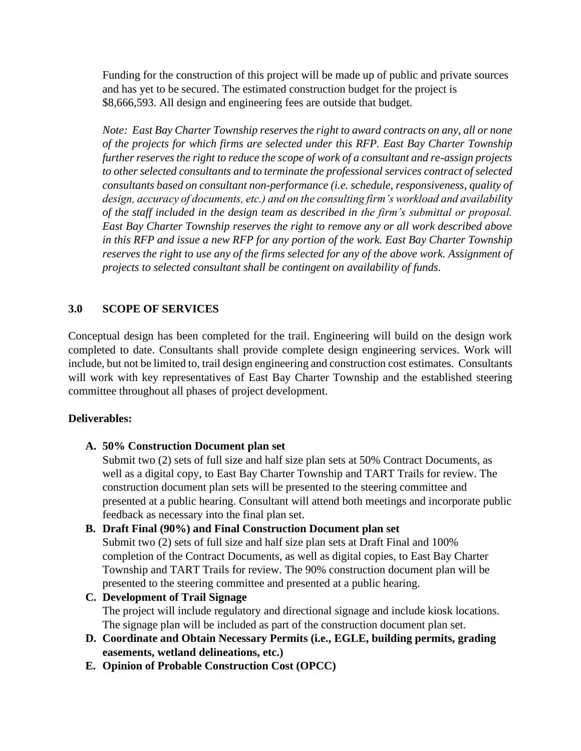Funding for the construction of this project will be made up of public and private sources and has yet to be secured. The estimated construction budget for the project is $8,666,593. All design and engineering fees are outside that budget.

*Note: East Bay Charter Township reserves the right to award contracts on any, all or none of the projects for which firms are selected under this RFP. East Bay Charter Township further reserves the right to reduce the scope of work of a consultant and re-assign projects to other selected consultants and to terminate the professional services contract of selected consultants based on consultant non-performance (i.e. schedule, responsiveness, quality of design, accuracy of documents, etc.) and on the consulting firm's workload and availability of the staff included in the design team as described in the firm's submittal or proposal. East Bay Charter Township reserves the right to remove any or all work described above in this RFP and issue a new RFP for any portion of the work. East Bay Charter Township reserves the right to use any of the firms selected for any of the above work. Assignment of projects to selected consultant shall be contingent on availability of funds.*

## 3.0 SCOPE OF SERVICES

Conceptual design has been completed for the trail. Engineering will build on the design work completed to date. Consultants shall provide complete design engineering services. Work will include, but not be limited to, trail design engineering and construction cost estimates. Consultants will work with key representatives of East Bay Charter Township and the established steering committee throughout all phases of project development.

**Deliverables:**

**A. 50% Construction Document plan set**
Submit two (2) sets of full size and half size plan sets at 50% Contract Documents, as well as a digital copy, to East Bay Charter Township and TART Trails for review. The construction document plan sets will be presented to the steering committee and presented at a public hearing. Consultant will attend both meetings and incorporate public feedback as necessary into the final plan set.

**B. Draft Final (90%) and Final Construction Document plan set**
Submit two (2) sets of full size and half size plan sets at Draft Final and 100% completion of the Contract Documents, as well as digital copies, to East Bay Charter Township and TART Trails for review. The 90% construction document plan will be presented to the steering committee and presented at a public hearing.

**C. Development of Trail Signage**
The project will include regulatory and directional signage and include kiosk locations. The signage plan will be included as part of the construction document plan set.

**D. Coordinate and Obtain Necessary Permits (i.e., EGLE, building permits, grading easements, wetland delineations, etc.)**

**E. Opinion of Probable Construction Cost (OPCC)**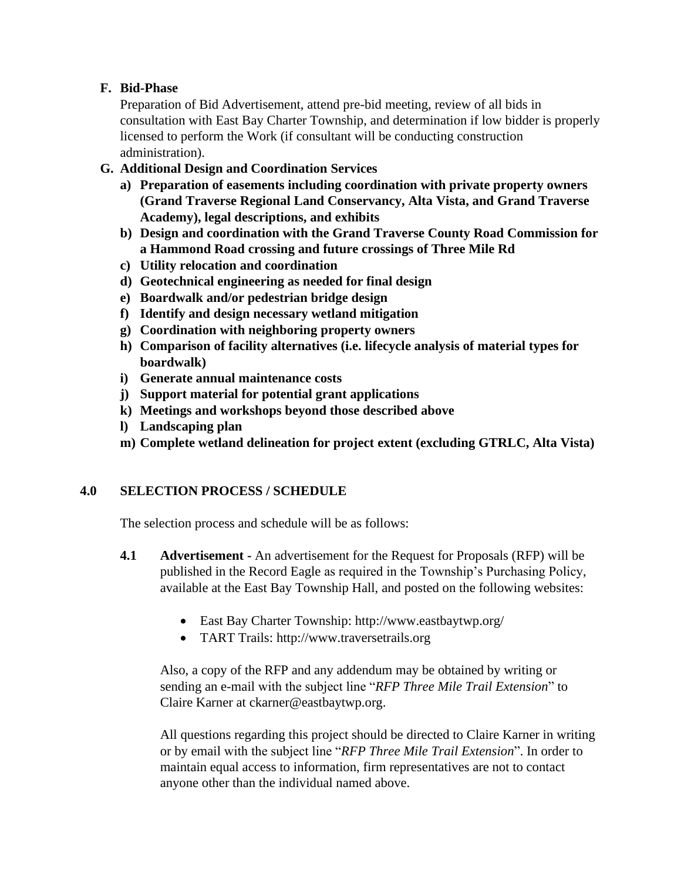**F. Bid-Phase**

Preparation of Bid Advertisement, attend pre-bid meeting, review of all bids in consultation with East Bay Charter Township, and determination if low bidder is properly licensed to perform the Work (if consultant will be conducting construction administration).

**G. Additional Design and Coordination Services**

- **a) Preparation of easements including coordination with private property owners (Grand Traverse Regional Land Conservancy, Alta Vista, and Grand Traverse Academy), legal descriptions, and exhibits**
- **b) Design and coordination with the Grand Traverse County Road Commission for a Hammond Road crossing and future crossings of Three Mile Rd**
- **c) Utility relocation and coordination**
- **d) Geotechnical engineering as needed for final design**
- **e) Boardwalk and/or pedestrian bridge design**
- **f) Identify and design necessary wetland mitigation**
- **g) Coordination with neighboring property owners**
- **h) Comparison of facility alternatives (i.e. lifecycle analysis of material types for boardwalk)**
- **i) Generate annual maintenance costs**
- **j) Support material for potential grant applications**
- **k) Meetings and workshops beyond those described above**
- **l) Landscaping plan**
- **m) Complete wetland delineation for project extent (excluding GTRLC, Alta Vista)**

## 4.0 SELECTION PROCESS / SCHEDULE

The selection process and schedule will be as follows:

**4.1 Advertisement -** An advertisement for the Request for Proposals (RFP) will be published in the Record Eagle as required in the Township's Purchasing Policy, available at the East Bay Township Hall, and posted on the following websites:

- East Bay Charter Township: http://www.eastbaytwp.org/
- TART Trails: http://www.traversetrails.org

Also, a copy of the RFP and any addendum may be obtained by writing or sending an e-mail with the subject line "*RFP Three Mile Trail Extension*" to Claire Karner at ckarner@eastbaytwp.org.

All questions regarding this project should be directed to Claire Karner in writing or by email with the subject line "*RFP Three Mile Trail Extension*". In order to maintain equal access to information, firm representatives are not to contact anyone other than the individual named above.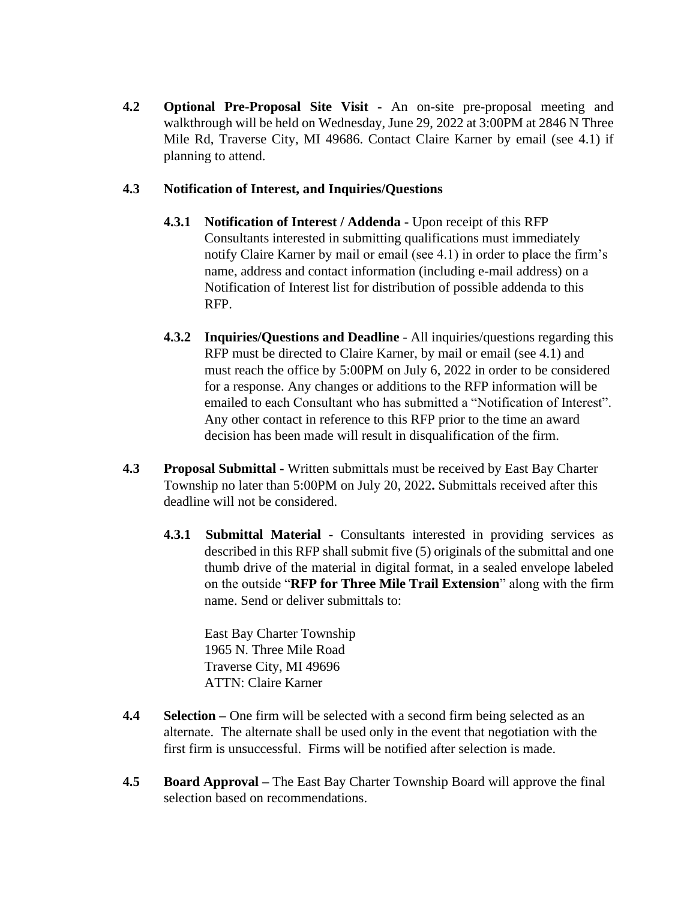**4.2 Optional Pre-Proposal Site Visit -** An on-site pre-proposal meeting and walkthrough will be held on Wednesday, June 29, 2022 at 3:00PM at 2846 N Three Mile Rd, Traverse City, MI 49686. Contact Claire Karner by email (see 4.1) if planning to attend.

**4.3 Notification of Interest, and Inquiries/Questions**

**4.3.1 Notification of Interest / Addenda -** Upon receipt of this RFP Consultants interested in submitting qualifications must immediately notify Claire Karner by mail or email (see 4.1) in order to place the firm's name, address and contact information (including e-mail address) on a Notification of Interest list for distribution of possible addenda to this RFP.

**4.3.2 Inquiries/Questions and Deadline** - All inquiries/questions regarding this RFP must be directed to Claire Karner, by mail or email (see 4.1) and must reach the office by 5:00PM on July 6, 2022 in order to be considered for a response. Any changes or additions to the RFP information will be emailed to each Consultant who has submitted a "Notification of Interest". Any other contact in reference to this RFP prior to the time an award decision has been made will result in disqualification of the firm.

**4.3 Proposal Submittal -** Written submittals must be received by East Bay Charter Township no later than 5:00PM on July 20, 2022**.** Submittals received after this deadline will not be considered.

**4.3.1 Submittal Material** - Consultants interested in providing services as described in this RFP shall submit five (5) originals of the submittal and one thumb drive of the material in digital format, in a sealed envelope labeled on the outside "**RFP for Three Mile Trail Extension**" along with the firm name. Send or deliver submittals to:

East Bay Charter Township
1965 N. Three Mile Road
Traverse City, MI 49696
ATTN: Claire Karner

**4.4 Selection –** One firm will be selected with a second firm being selected as an alternate. The alternate shall be used only in the event that negotiation with the first firm is unsuccessful. Firms will be notified after selection is made.

**4.5 Board Approval –** The East Bay Charter Township Board will approve the final selection based on recommendations.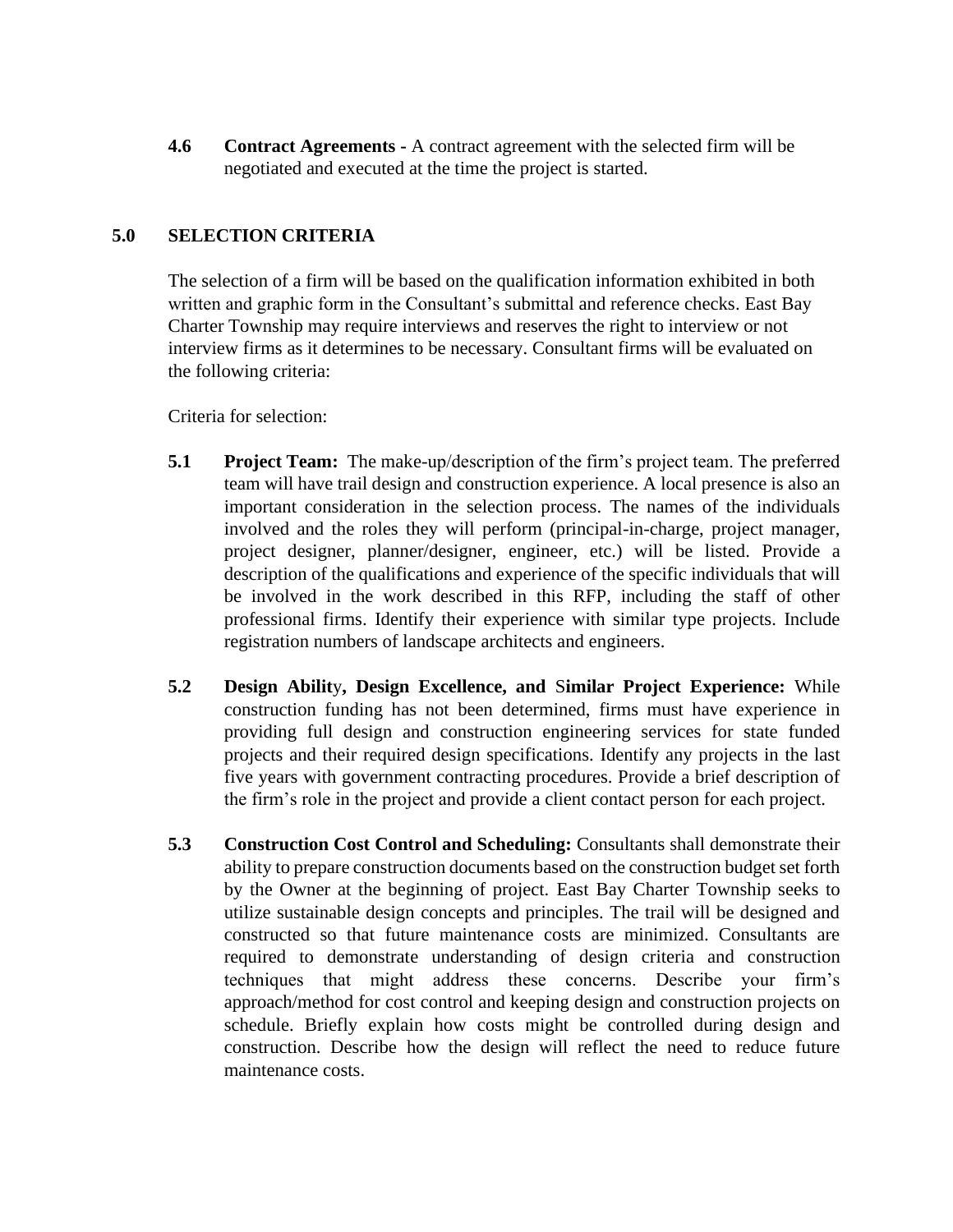**4.6 Contract Agreements -** A contract agreement with the selected firm will be negotiated and executed at the time the project is started.

## 5.0 SELECTION CRITERIA

The selection of a firm will be based on the qualification information exhibited in both written and graphic form in the Consultant's submittal and reference checks. East Bay Charter Township may require interviews and reserves the right to interview or not interview firms as it determines to be necessary. Consultant firms will be evaluated on the following criteria:

Criteria for selection:

**5.1 Project Team:** The make-up/description of the firm's project team. The preferred team will have trail design and construction experience. A local presence is also an important consideration in the selection process. The names of the individuals involved and the roles they will perform (principal-in-charge, project manager, project designer, planner/designer, engineer, etc.) will be listed. Provide a description of the qualifications and experience of the specific individuals that will be involved in the work described in this RFP, including the staff of other professional firms. Identify their experience with similar type projects. Include registration numbers of landscape architects and engineers.

**5.2 Design Ability, Design Excellence, and Similar Project Experience:** While construction funding has not been determined, firms must have experience in providing full design and construction engineering services for state funded projects and their required design specifications. Identify any projects in the last five years with government contracting procedures. Provide a brief description of the firm's role in the project and provide a client contact person for each project.

**5.3 Construction Cost Control and Scheduling:** Consultants shall demonstrate their ability to prepare construction documents based on the construction budget set forth by the Owner at the beginning of project. East Bay Charter Township seeks to utilize sustainable design concepts and principles. The trail will be designed and constructed so that future maintenance costs are minimized. Consultants are required to demonstrate understanding of design criteria and construction techniques that might address these concerns. Describe your firm's approach/method for cost control and keeping design and construction projects on schedule. Briefly explain how costs might be controlled during design and construction. Describe how the design will reflect the need to reduce future maintenance costs.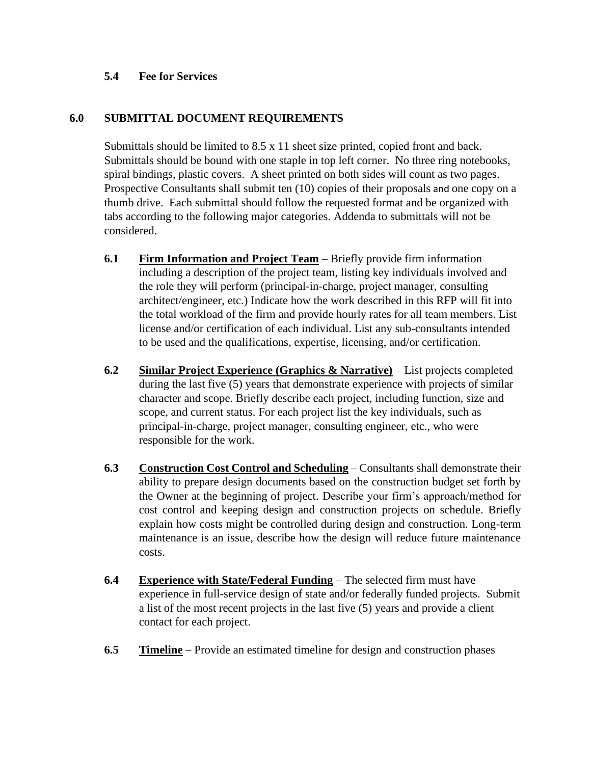### 5.4 Fee for Services

## 6.0 SUBMITTAL DOCUMENT REQUIREMENTS

Submittals should be limited to 8.5 x 11 sheet size printed, copied front and back. Submittals should be bound with one staple in top left corner. No three ring notebooks, spiral bindings, plastic covers. A sheet printed on both sides will count as two pages. Prospective Consultants shall submit ten (10) copies of their proposals and one copy on a thumb drive. Each submittal should follow the requested format and be organized with tabs according to the following major categories. Addenda to submittals will not be considered.

**6.1** **Firm Information and Project Team** – Briefly provide firm information including a description of the project team, listing key individuals involved and the role they will perform (principal-in-charge, project manager, consulting architect/engineer, etc.) Indicate how the work described in this RFP will fit into the total workload of the firm and provide hourly rates for all team members. List license and/or certification of each individual. List any sub-consultants intended to be used and the qualifications, expertise, licensing, and/or certification.

**6.2** **Similar Project Experience (Graphics & Narrative)** – List projects completed during the last five (5) years that demonstrate experience with projects of similar character and scope. Briefly describe each project, including function, size and scope, and current status. For each project list the key individuals, such as principal-in-charge, project manager, consulting engineer, etc., who were responsible for the work.

**6.3** **Construction Cost Control and Scheduling** – Consultants shall demonstrate their ability to prepare design documents based on the construction budget set forth by the Owner at the beginning of project. Describe your firm's approach/method for cost control and keeping design and construction projects on schedule. Briefly explain how costs might be controlled during design and construction. Long-term maintenance is an issue, describe how the design will reduce future maintenance costs.

**6.4** **Experience with State/Federal Funding** – The selected firm must have experience in full-service design of state and/or federally funded projects. Submit a list of the most recent projects in the last five (5) years and provide a client contact for each project.

**6.5** **Timeline** – Provide an estimated timeline for design and construction phases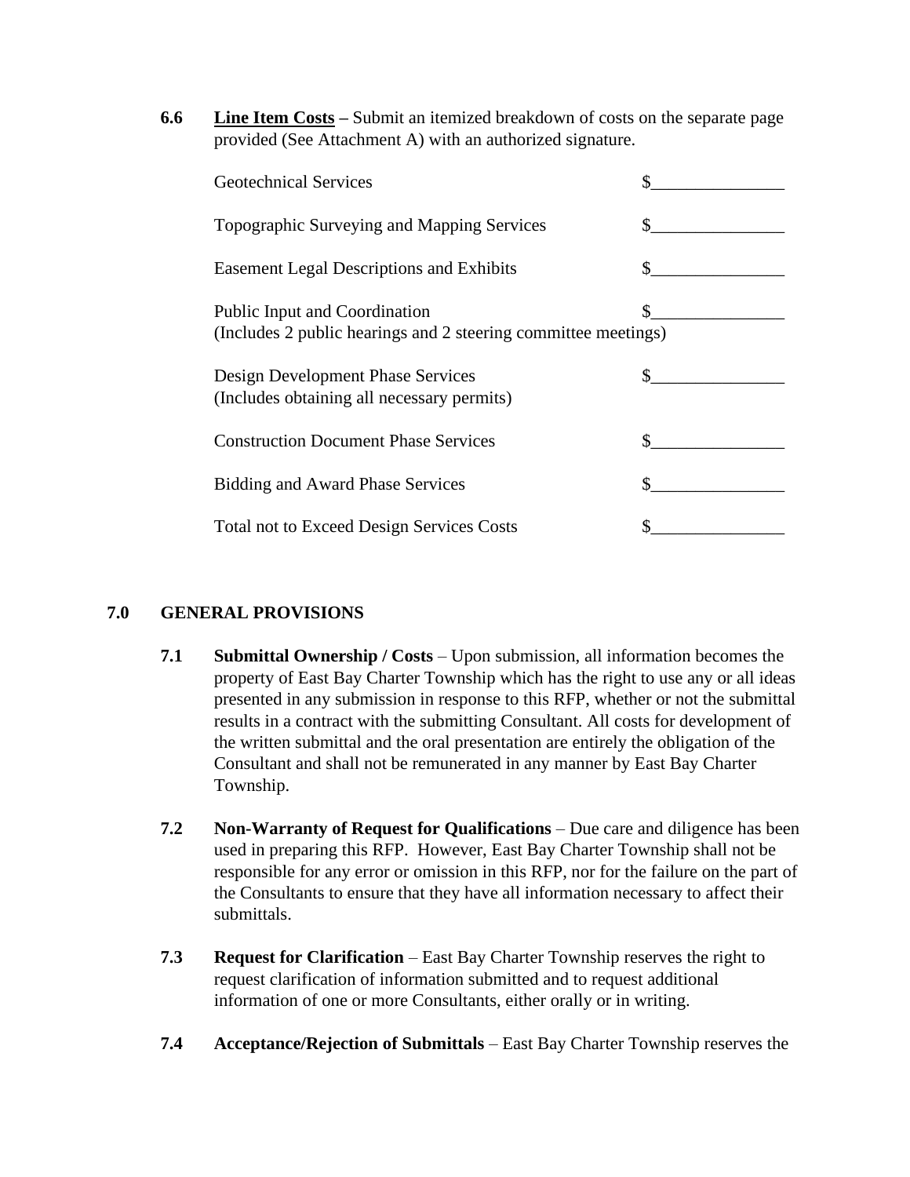**6.6** **Line Item Costs** – Submit an itemized breakdown of costs on the separate page provided (See Attachment A) with an authorized signature.

| | |
|---|---|
| Geotechnical Services | $_______________ |
| Topographic Surveying and Mapping Services | $_______________ |
| Easement Legal Descriptions and Exhibits | $_______________ |
| Public Input and Coordination (Includes 2 public hearings and 2 steering committee meetings) | $_______________ |
| Design Development Phase Services (Includes obtaining all necessary permits) | $_______________ |
| Construction Document Phase Services | $_______________ |
| Bidding and Award Phase Services | $_______________ |
| Total not to Exceed Design Services Costs | $_______________ |

## 7.0 GENERAL PROVISIONS

**7.1** **Submittal Ownership / Costs** – Upon submission, all information becomes the property of East Bay Charter Township which has the right to use any or all ideas presented in any submission in response to this RFP, whether or not the submittal results in a contract with the submitting Consultant. All costs for development of the written submittal and the oral presentation are entirely the obligation of the Consultant and shall not be remunerated in any manner by East Bay Charter Township.

**7.2** **Non-Warranty of Request for Qualifications** – Due care and diligence has been used in preparing this RFP. However, East Bay Charter Township shall not be responsible for any error or omission in this RFP, nor for the failure on the part of the Consultants to ensure that they have all information necessary to affect their submittals.

**7.3** **Request for Clarification** – East Bay Charter Township reserves the right to request clarification of information submitted and to request additional information of one or more Consultants, either orally or in writing.

**7.4** **Acceptance/Rejection of Submittals** – East Bay Charter Township reserves the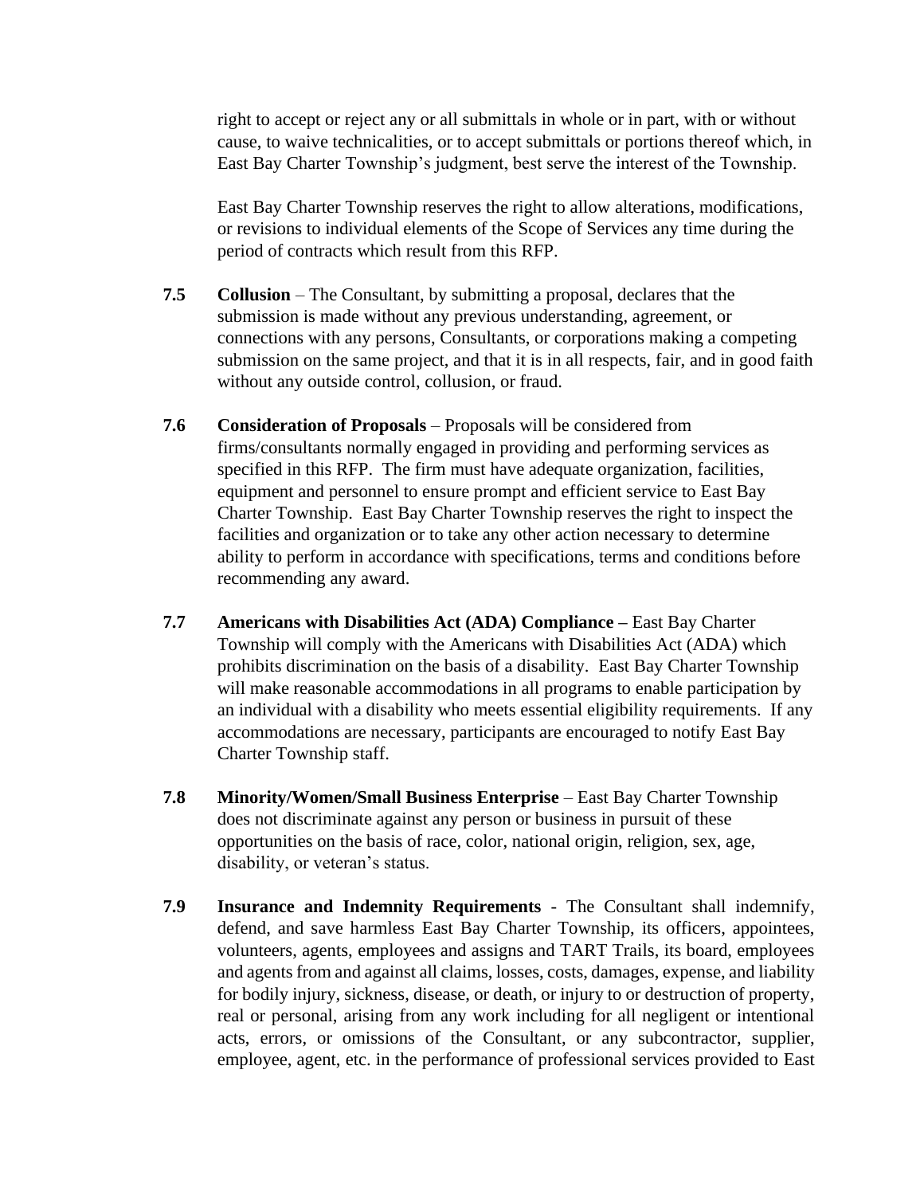right to accept or reject any or all submittals in whole or in part, with or without cause, to waive technicalities, or to accept submittals or portions thereof which, in East Bay Charter Township's judgment, best serve the interest of the Township.

East Bay Charter Township reserves the right to allow alterations, modifications, or revisions to individual elements of the Scope of Services any time during the period of contracts which result from this RFP.

**7.5 Collusion** – The Consultant, by submitting a proposal, declares that the submission is made without any previous understanding, agreement, or connections with any persons, Consultants, or corporations making a competing submission on the same project, and that it is in all respects, fair, and in good faith without any outside control, collusion, or fraud.

**7.6 Consideration of Proposals** – Proposals will be considered from firms/consultants normally engaged in providing and performing services as specified in this RFP. The firm must have adequate organization, facilities, equipment and personnel to ensure prompt and efficient service to East Bay Charter Township. East Bay Charter Township reserves the right to inspect the facilities and organization or to take any other action necessary to determine ability to perform in accordance with specifications, terms and conditions before recommending any award.

**7.7 Americans with Disabilities Act (ADA) Compliance –** East Bay Charter Township will comply with the Americans with Disabilities Act (ADA) which prohibits discrimination on the basis of a disability. East Bay Charter Township will make reasonable accommodations in all programs to enable participation by an individual with a disability who meets essential eligibility requirements. If any accommodations are necessary, participants are encouraged to notify East Bay Charter Township staff.

**7.8 Minority/Women/Small Business Enterprise** – East Bay Charter Township does not discriminate against any person or business in pursuit of these opportunities on the basis of race, color, national origin, religion, sex, age, disability, or veteran's status.

**7.9 Insurance and Indemnity Requirements** - The Consultant shall indemnify, defend, and save harmless East Bay Charter Township, its officers, appointees, volunteers, agents, employees and assigns and TART Trails, its board, employees and agents from and against all claims, losses, costs, damages, expense, and liability for bodily injury, sickness, disease, or death, or injury to or destruction of property, real or personal, arising from any work including for all negligent or intentional acts, errors, or omissions of the Consultant, or any subcontractor, supplier, employee, agent, etc. in the performance of professional services provided to East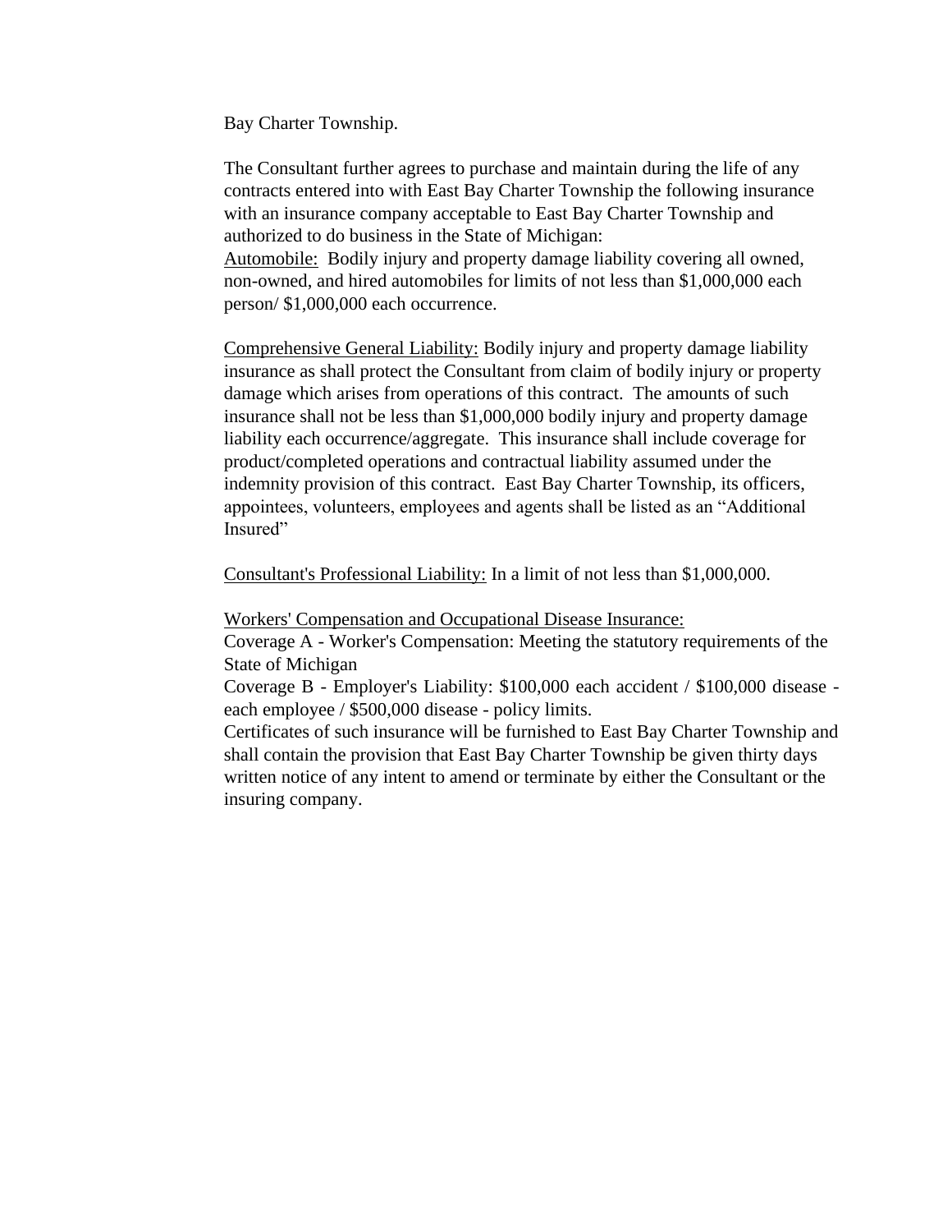Bay Charter Township.

The Consultant further agrees to purchase and maintain during the life of any contracts entered into with East Bay Charter Township the following insurance with an insurance company acceptable to East Bay Charter Township and authorized to do business in the State of Michigan:
<u>Automobile:</u> Bodily injury and property damage liability covering all owned, non-owned, and hired automobiles for limits of not less than $1,000,000 each person/ $1,000,000 each occurrence.

<u>Comprehensive General Liability:</u> Bodily injury and property damage liability insurance as shall protect the Consultant from claim of bodily injury or property damage which arises from operations of this contract. The amounts of such insurance shall not be less than $1,000,000 bodily injury and property damage liability each occurrence/aggregate. This insurance shall include coverage for product/completed operations and contractual liability assumed under the indemnity provision of this contract. East Bay Charter Township, its officers, appointees, volunteers, employees and agents shall be listed as an "Additional Insured"

<u>Consultant's Professional Liability:</u> In a limit of not less than $1,000,000.

<u>Workers' Compensation and Occupational Disease Insurance:</u>
Coverage A - Worker's Compensation: Meeting the statutory requirements of the State of Michigan
Coverage B - Employer's Liability: $100,000 each accident / $100,000 disease - each employee / $500,000 disease - policy limits.
Certificates of such insurance will be furnished to East Bay Charter Township and shall contain the provision that East Bay Charter Township be given thirty days written notice of any intent to amend or terminate by either the Consultant or the insuring company.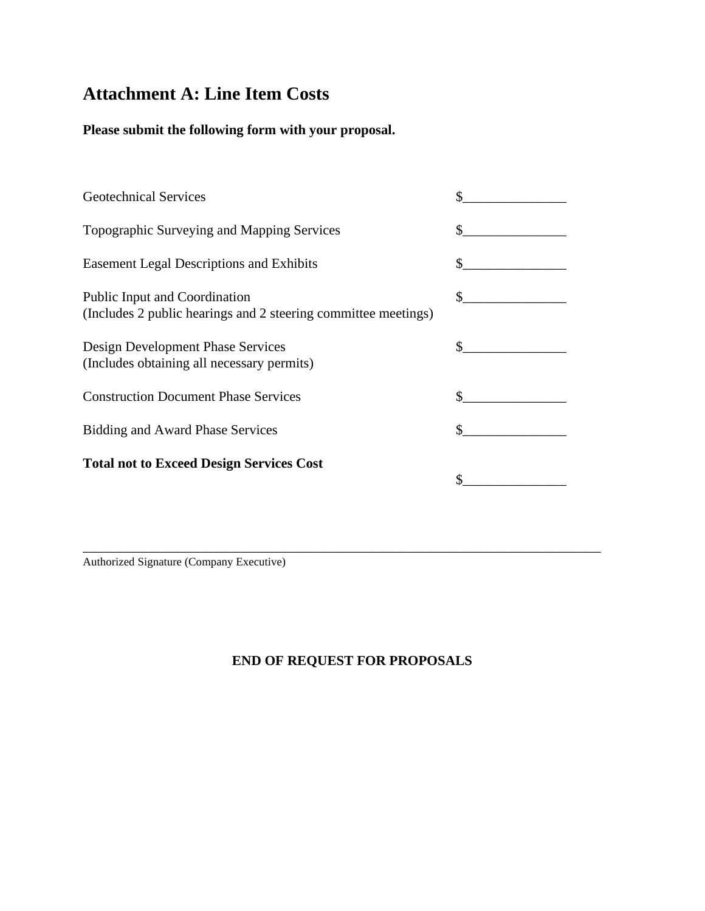# Attachment A: Line Item Costs

**Please submit the following form with your proposal.**

| | |
|---|---|
| Geotechnical Services | $_______________ |
| Topographic Surveying and Mapping Services | $_______________ |
| Easement Legal Descriptions and Exhibits | $_______________ |
| Public Input and Coordination<br>(Includes 2 public hearings and 2 steering committee meetings) | $_______________ |
| Design Development Phase Services<br>(Includes obtaining all necessary permits) | $_______________ |
| Construction Document Phase Services | $_______________ |
| Bidding and Award Phase Services | $_______________ |
| **Total not to Exceed Design Services Cost** | $_______________ |

_______________________________________________________________________________

Authorized Signature (Company Executive)

**END OF REQUEST FOR PROPOSALS**